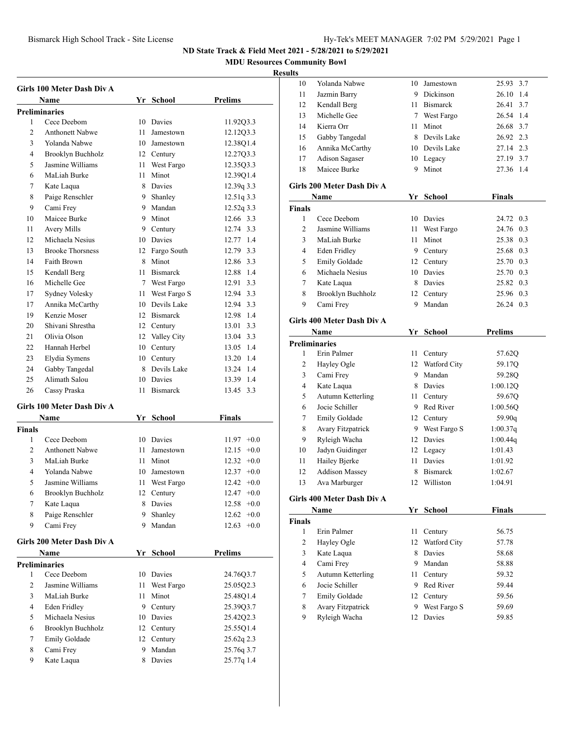ND State Track & Field Meet 2021 - 5/28/2021 to 5/29/2021

MDU Resources Community Bowl

**Results**

### Girls 100 Meter Dash Div A

| | Name | Yr | School | Prelims | |
|---|---|---|---|---|---|
| **Preliminaries** | | | | | |
| 1 | Cece Deebom | 10 | Davies | 11.92Q | 3.3 |
| 2 | Anthonett Nabwe | 11 | Jamestown | 12.12Q | 3.3 |
| 3 | Yolanda Nabwe | 10 | Jamestown | 12.38Q | 1.4 |
| 4 | Brooklyn Buchholz | 12 | Century | 12.27Q | 3.3 |
| 5 | Jasmine Williams | 11 | West Fargo | 12.35Q | 3.3 |
| 6 | MaLiah Burke | 11 | Minot | 12.39Q | 1.4 |
| 7 | Kate Laqua | 8 | Davies | 12.39q | 3.3 |
| 8 | Paige Renschler | 9 | Shanley | 12.51q | 3.3 |
| 9 | Cami Frey | 9 | Mandan | 12.52q | 3.3 |
| 10 | Maicee Burke | 9 | Minot | 12.66 | 3.3 |
| 11 | Avery Mills | 9 | Century | 12.74 | 3.3 |
| 12 | Michaela Nesius | 10 | Davies | 12.77 | 1.4 |
| 13 | Brooke Thorsness | 12 | Fargo South | 12.79 | 3.3 |
| 14 | Faith Brown | 8 | Minot | 12.86 | 3.3 |
| 15 | Kendall Berg | 11 | Bismarck | 12.88 | 1.4 |
| 16 | Michelle Gee | 7 | West Fargo | 12.91 | 3.3 |
| 17 | Sydney Volesky | 11 | West Fargo S | 12.94 | 3.3 |
| 17 | Annika McCarthy | 10 | Devils Lake | 12.94 | 3.3 |
| 19 | Kenzie Moser | 12 | Bismarck | 12.98 | 1.4 |
| 20 | Shivani Shrestha | 12 | Century | 13.01 | 3.3 |
| 21 | Olivia Olson | 12 | Valley City | 13.04 | 3.3 |
| 22 | Hannah Herbel | 10 | Century | 13.05 | 1.4 |
| 23 | Elydia Symens | 10 | Century | 13.20 | 1.4 |
| 24 | Gabby Tangedal | 8 | Devils Lake | 13.24 | 1.4 |
| 25 | Alimath Salou | 10 | Davies | 13.39 | 1.4 |
| 26 | Cassy Praska | 11 | Bismarck | 13.45 | 3.3 |

### Girls 100 Meter Dash Div A

| | Name | Yr | School | Finals | |
|---|---|---|---|---|---|
| **Finals** | | | | | |
| 1 | Cece Deebom | 10 | Davies | 11.97 | +0.0 |
| 2 | Anthonett Nabwe | 11 | Jamestown | 12.15 | +0.0 |
| 3 | MaLiah Burke | 11 | Minot | 12.32 | +0.0 |
| 4 | Yolanda Nabwe | 10 | Jamestown | 12.37 | +0.0 |
| 5 | Jasmine Williams | 11 | West Fargo | 12.42 | +0.0 |
| 6 | Brooklyn Buchholz | 12 | Century | 12.47 | +0.0 |
| 7 | Kate Laqua | 8 | Davies | 12.58 | +0.0 |
| 8 | Paige Renschler | 9 | Shanley | 12.62 | +0.0 |
| 9 | Cami Frey | 9 | Mandan | 12.63 | +0.0 |

### Girls 200 Meter Dash Div A

| | Name | Yr | School | Prelims | |
|---|---|---|---|---|---|
| **Preliminaries** | | | | | |
| 1 | Cece Deebom | 10 | Davies | 24.76Q | 3.7 |
| 2 | Jasmine Williams | 11 | West Fargo | 25.05Q | 2.3 |
| 3 | MaLiah Burke | 11 | Minot | 25.48Q | 1.4 |
| 4 | Eden Fridley | 9 | Century | 25.39Q | 3.7 |
| 5 | Michaela Nesius | 10 | Davies | 25.42Q | 2.3 |
| 6 | Brooklyn Buchholz | 12 | Century | 25.55Q | 1.4 |
| 7 | Emily Goldade | 12 | Century | 25.62q | 2.3 |
| 8 | Cami Frey | 9 | Mandan | 25.76q | 3.7 |
| 9 | Kate Laqua | 8 | Davies | 25.77q | 1.4 |
| 10 | Yolanda Nabwe | 10 | Jamestown | 25.93 | 3.7 |
| 11 | Jazmin Barry | 9 | Dickinson | 26.10 | 1.4 |
| 12 | Kendall Berg | 11 | Bismarck | 26.41 | 3.7 |
| 13 | Michelle Gee | 7 | West Fargo | 26.54 | 1.4 |
| 14 | Kierra Orr | 11 | Minot | 26.68 | 3.7 |
| 15 | Gabby Tangedal | 8 | Devils Lake | 26.92 | 2.3 |
| 16 | Annika McCarthy | 10 | Devils Lake | 27.14 | 2.3 |
| 17 | Adison Sagaser | 10 | Legacy | 27.19 | 3.7 |
| 18 | Maicee Burke | 9 | Minot | 27.36 | 1.4 |

### Girls 200 Meter Dash Div A

| | Name | Yr | School | Finals | |
|---|---|---|---|---|---|
| **Finals** | | | | | |
| 1 | Cece Deebom | 10 | Davies | 24.72 | 0.3 |
| 2 | Jasmine Williams | 11 | West Fargo | 24.76 | 0.3 |
| 3 | MaLiah Burke | 11 | Minot | 25.38 | 0.3 |
| 4 | Eden Fridley | 9 | Century | 25.68 | 0.3 |
| 5 | Emily Goldade | 12 | Century | 25.70 | 0.3 |
| 6 | Michaela Nesius | 10 | Davies | 25.70 | 0.3 |
| 7 | Kate Laqua | 8 | Davies | 25.82 | 0.3 |
| 8 | Brooklyn Buchholz | 12 | Century | 25.96 | 0.3 |
| 9 | Cami Frey | 9 | Mandan | 26.24 | 0.3 |

### Girls 400 Meter Dash Div A

| | Name | Yr | School | Prelims |
|---|---|---|---|---|
| **Preliminaries** | | | | |
| 1 | Erin Palmer | 11 | Century | 57.62Q |
| 2 | Hayley Ogle | 12 | Watford City | 59.17Q |
| 3 | Cami Frey | 9 | Mandan | 59.28Q |
| 4 | Kate Laqua | 8 | Davies | 1:00.12Q |
| 5 | Autumn Ketterling | 11 | Century | 59.67Q |
| 6 | Jocie Schiller | 9 | Red River | 1:00.56Q |
| 7 | Emily Goldade | 12 | Century | 59.90q |
| 8 | Avary Fitzpatrick | 9 | West Fargo S | 1:00.37q |
| 9 | Ryleigh Wacha | 12 | Davies | 1:00.44q |
| 10 | Jadyn Guidinger | 12 | Legacy | 1:01.43 |
| 11 | Hailey Bjerke | 11 | Davies | 1:01.92 |
| 12 | Addison Massey | 8 | Bismarck | 1:02.67 |
| 13 | Ava Marburger | 12 | Williston | 1:04.91 |

### Girls 400 Meter Dash Div A

| | Name | Yr | School | Finals |
|---|---|---|---|---|
| **Finals** | | | | |
| 1 | Erin Palmer | 11 | Century | 56.75 |
| 2 | Hayley Ogle | 12 | Watford City | 57.78 |
| 3 | Kate Laqua | 8 | Davies | 58.68 |
| 4 | Cami Frey | 9 | Mandan | 58.88 |
| 5 | Autumn Ketterling | 11 | Century | 59.32 |
| 6 | Jocie Schiller | 9 | Red River | 59.44 |
| 7 | Emily Goldade | 12 | Century | 59.56 |
| 8 | Avary Fitzpatrick | 9 | West Fargo S | 59.69 |
| 9 | Ryleigh Wacha | 12 | Davies | 59.85 |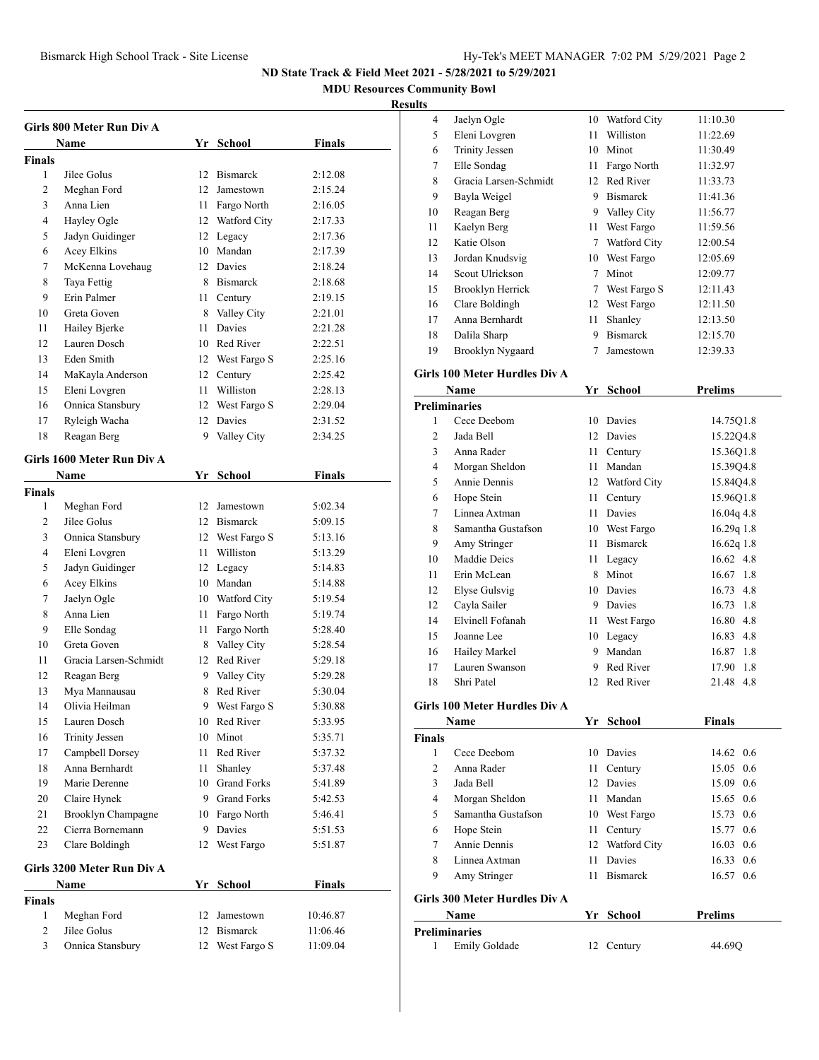ND State Track & Field Meet 2021 - 5/28/2021 to 5/29/2021

MDU Resources Community Bowl

**Results**

### Girls 800 Meter Run Div A

| | Name | Yr | School | Finals |
|---|---|---|---|---|
| **Finals** | | | | |
| 1 | Jilee Golus | 12 | Bismarck | 2:12.08 |
| 2 | Meghan Ford | 12 | Jamestown | 2:15.24 |
| 3 | Anna Lien | 11 | Fargo North | 2:16.05 |
| 4 | Hayley Ogle | 12 | Watford City | 2:17.33 |
| 5 | Jadyn Guidinger | 12 | Legacy | 2:17.36 |
| 6 | Acey Elkins | 10 | Mandan | 2:17.39 |
| 7 | McKenna Lovehaug | 12 | Davies | 2:18.24 |
| 8 | Taya Fettig | 8 | Bismarck | 2:18.68 |
| 9 | Erin Palmer | 11 | Century | 2:19.15 |
| 10 | Greta Goven | 8 | Valley City | 2:21.01 |
| 11 | Hailey Bjerke | 11 | Davies | 2:21.28 |
| 12 | Lauren Dosch | 10 | Red River | 2:22.51 |
| 13 | Eden Smith | 12 | West Fargo S | 2:25.16 |
| 14 | MaKayla Anderson | 12 | Century | 2:25.42 |
| 15 | Eleni Lovgren | 11 | Williston | 2:28.13 |
| 16 | Onnica Stansbury | 12 | West Fargo S | 2:29.04 |
| 17 | Ryleigh Wacha | 12 | Davies | 2:31.52 |
| 18 | Reagan Berg | 9 | Valley City | 2:34.25 |

### Girls 1600 Meter Run Div A

| | Name | Yr | School | Finals |
|---|---|---|---|---|
| **Finals** | | | | |
| 1 | Meghan Ford | 12 | Jamestown | 5:02.34 |
| 2 | Jilee Golus | 12 | Bismarck | 5:09.15 |
| 3 | Onnica Stansbury | 12 | West Fargo S | 5:13.16 |
| 4 | Eleni Lovgren | 11 | Williston | 5:13.29 |
| 5 | Jadyn Guidinger | 12 | Legacy | 5:14.83 |
| 6 | Acey Elkins | 10 | Mandan | 5:14.88 |
| 7 | Jaelyn Ogle | 10 | Watford City | 5:19.54 |
| 8 | Anna Lien | 11 | Fargo North | 5:19.74 |
| 9 | Elle Sondag | 11 | Fargo North | 5:28.40 |
| 10 | Greta Goven | 8 | Valley City | 5:28.54 |
| 11 | Gracia Larsen-Schmidt | 12 | Red River | 5:29.18 |
| 12 | Reagan Berg | 9 | Valley City | 5:29.28 |
| 13 | Mya Mannausau | 8 | Red River | 5:30.04 |
| 14 | Olivia Heilman | 9 | West Fargo S | 5:30.88 |
| 15 | Lauren Dosch | 10 | Red River | 5:33.95 |
| 16 | Trinity Jessen | 10 | Minot | 5:35.71 |
| 17 | Campbell Dorsey | 11 | Red River | 5:37.32 |
| 18 | Anna Bernhardt | 11 | Shanley | 5:37.48 |
| 19 | Marie Derenne | 10 | Grand Forks | 5:41.89 |
| 20 | Claire Hynek | 9 | Grand Forks | 5:42.53 |
| 21 | Brooklyn Champagne | 10 | Fargo North | 5:46.41 |
| 22 | Cierra Bornemann | 9 | Davies | 5:51.53 |
| 23 | Clare Boldingh | 12 | West Fargo | 5:51.87 |

### Girls 3200 Meter Run Div A

| | Name | Yr | School | Finals |
|---|---|---|---|---|
| **Finals** | | | | |
| 1 | Meghan Ford | 12 | Jamestown | 10:46.87 |
| 2 | Jilee Golus | 12 | Bismarck | 11:06.46 |
| 3 | Onnica Stansbury | 12 | West Fargo S | 11:09.04 |
| 4 | Jaelyn Ogle | 10 | Watford City | 11:10.30 |
| 5 | Eleni Lovgren | 11 | Williston | 11:22.69 |
| 6 | Trinity Jessen | 10 | Minot | 11:30.49 |
| 7 | Elle Sondag | 11 | Fargo North | 11:32.97 |
| 8 | Gracia Larsen-Schmidt | 12 | Red River | 11:33.73 |
| 9 | Bayla Weigel | 9 | Bismarck | 11:41.36 |
| 10 | Reagan Berg | 9 | Valley City | 11:56.77 |
| 11 | Kaelyn Berg | 11 | West Fargo | 11:59.56 |
| 12 | Katie Olson | 7 | Watford City | 12:00.54 |
| 13 | Jordan Knudsvig | 10 | West Fargo | 12:05.69 |
| 14 | Scout Ulrickson | 7 | Minot | 12:09.77 |
| 15 | Brooklyn Herrick | 7 | West Fargo S | 12:11.43 |
| 16 | Clare Boldingh | 12 | West Fargo | 12:11.50 |
| 17 | Anna Bernhardt | 11 | Shanley | 12:13.50 |
| 18 | Dalila Sharp | 9 | Bismarck | 12:15.70 |
| 19 | Brooklyn Nygaard | 7 | Jamestown | 12:39.33 |

### Girls 100 Meter Hurdles Div A

| | Name | Yr | School | Prelims |
|---|---|---|---|---|
| **Preliminaries** | | | | |
| 1 | Cece Deebom | 10 | Davies | 14.75Q1.8 |
| 2 | Jada Bell | 12 | Davies | 15.22Q4.8 |
| 3 | Anna Rader | 11 | Century | 15.36Q1.8 |
| 4 | Morgan Sheldon | 11 | Mandan | 15.39Q4.8 |
| 5 | Annie Dennis | 12 | Watford City | 15.84Q4.8 |
| 6 | Hope Stein | 11 | Century | 15.96Q1.8 |
| 7 | Linnea Axtman | 11 | Davies | 16.04q 4.8 |
| 8 | Samantha Gustafson | 10 | West Fargo | 16.29q 1.8 |
| 9 | Amy Stringer | 11 | Bismarck | 16.62q 1.8 |
| 10 | Maddie Deics | 11 | Legacy | 16.62 4.8 |
| 11 | Erin McLean | 8 | Minot | 16.67 1.8 |
| 12 | Elyse Gulsvig | 10 | Davies | 16.73 4.8 |
| 12 | Cayla Sailer | 9 | Davies | 16.73 1.8 |
| 14 | Elvinell Fofanah | 11 | West Fargo | 16.80 4.8 |
| 15 | Joanne Lee | 10 | Legacy | 16.83 4.8 |
| 16 | Hailey Markel | 9 | Mandan | 16.87 1.8 |
| 17 | Lauren Swanson | 9 | Red River | 17.90 1.8 |
| 18 | Shri Patel | 12 | Red River | 21.48 4.8 |

### Girls 100 Meter Hurdles Div A

| | Name | Yr | School | Finals |
|---|---|---|---|---|
| **Finals** | | | | |
| 1 | Cece Deebom | 10 | Davies | 14.62 0.6 |
| 2 | Anna Rader | 11 | Century | 15.05 0.6 |
| 3 | Jada Bell | 12 | Davies | 15.09 0.6 |
| 4 | Morgan Sheldon | 11 | Mandan | 15.65 0.6 |
| 5 | Samantha Gustafson | 10 | West Fargo | 15.73 0.6 |
| 6 | Hope Stein | 11 | Century | 15.77 0.6 |
| 7 | Annie Dennis | 12 | Watford City | 16.03 0.6 |
| 8 | Linnea Axtman | 11 | Davies | 16.33 0.6 |
| 9 | Amy Stringer | 11 | Bismarck | 16.57 0.6 |

### Girls 300 Meter Hurdles Div A

| | Name | Yr | School | Prelims |
|---|---|---|---|---|
| **Preliminaries** | | | | |
| 1 | Emily Goldade | 12 | Century | 44.69Q |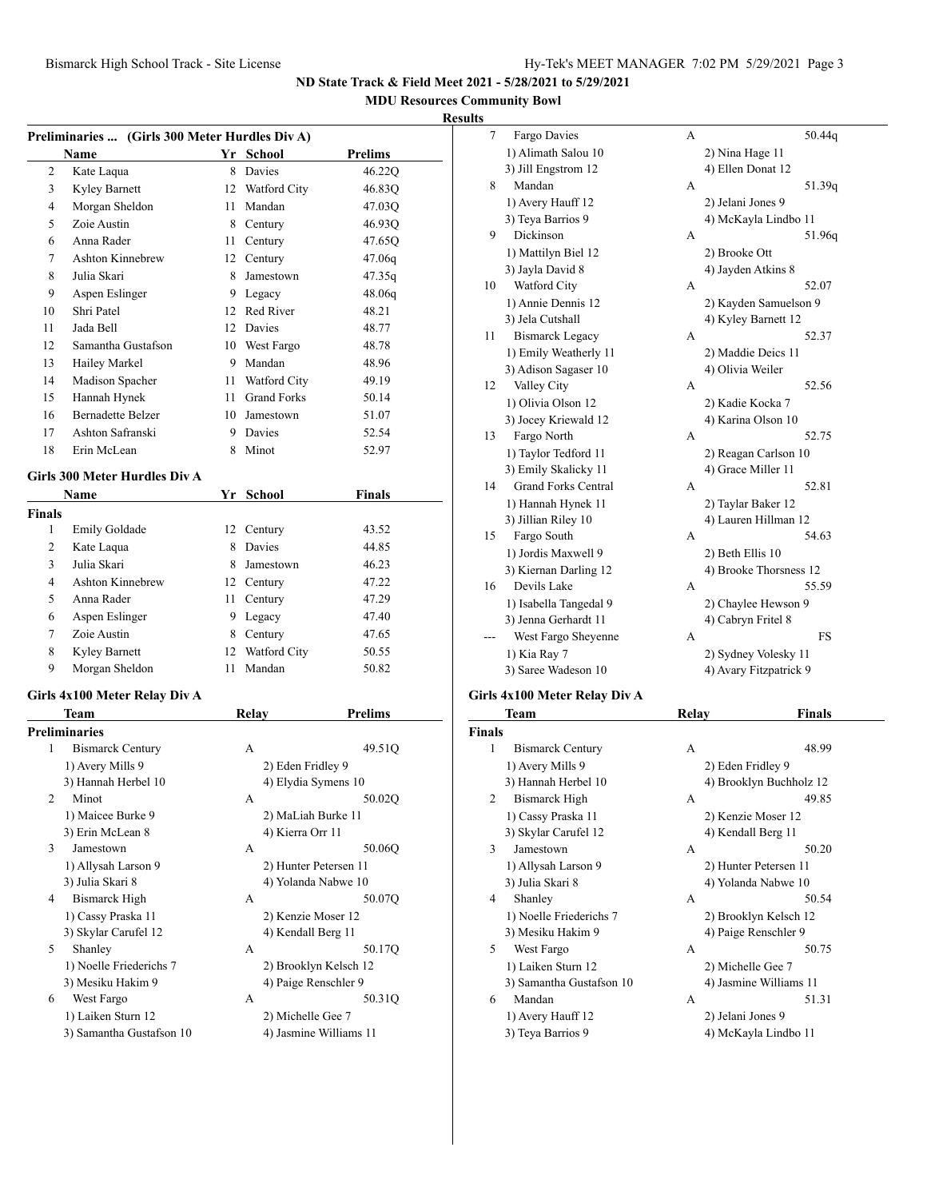# ND State Track & Field Meet 2021 - 5/28/2021 to 5/29/2021

## MDU Resources Community Bowl

### Results

**Preliminaries ... (Girls 300 Meter Hurdles Div A)**

| | Name | Yr | School | Prelims |
|---|---|---|---|---|
| 2 | Kate Laqua | 8 | Davies | 46.22Q |
| 3 | Kyley Barnett | 12 | Watford City | 46.83Q |
| 4 | Morgan Sheldon | 11 | Mandan | 47.03Q |
| 5 | Zoie Austin | 8 | Century | 46.93Q |
| 6 | Anna Rader | 11 | Century | 47.65Q |
| 7 | Ashton Kinnebrew | 12 | Century | 47.06q |
| 8 | Julia Skari | 8 | Jamestown | 47.35q |
| 9 | Aspen Eslinger | 9 | Legacy | 48.06q |
| 10 | Shri Patel | 12 | Red River | 48.21 |
| 11 | Jada Bell | 12 | Davies | 48.77 |
| 12 | Samantha Gustafson | 10 | West Fargo | 48.78 |
| 13 | Hailey Markel | 9 | Mandan | 48.96 |
| 14 | Madison Spacher | 11 | Watford City | 49.19 |
| 15 | Hannah Hynek | 11 | Grand Forks | 50.14 |
| 16 | Bernadette Belzer | 10 | Jamestown | 51.07 |
| 17 | Ashton Safranski | 9 | Davies | 52.54 |
| 18 | Erin McLean | 8 | Minot | 52.97 |

### Girls 300 Meter Hurdles Div A

| | Name | Yr | School | Finals |
|---|---|---|---|---|
| **Finals** | | | | |
| 1 | Emily Goldade | 12 | Century | 43.52 |
| 2 | Kate Laqua | 8 | Davies | 44.85 |
| 3 | Julia Skari | 8 | Jamestown | 46.23 |
| 4 | Ashton Kinnebrew | 12 | Century | 47.22 |
| 5 | Anna Rader | 11 | Century | 47.29 |
| 6 | Aspen Eslinger | 9 | Legacy | 47.40 |
| 7 | Zoie Austin | 8 | Century | 47.65 |
| 8 | Kyley Barnett | 12 | Watford City | 50.55 |
| 9 | Morgan Sheldon | 11 | Mandan | 50.82 |

### Girls 4x100 Meter Relay Div A

| | Team | Relay | Prelims |
|---|---|---|---|
| **Preliminaries** | | | |
| 1 | Bismarck Century | A | 49.51Q |
| | 1) Avery Mills 9 | 2) Eden Fridley 9 | |
| | 3) Hannah Herbel 10 | 4) Elydia Symens 10 | |
| 2 | Minot | A | 50.02Q |
| | 1) Maicee Burke 9 | 2) MaLiah Burke 11 | |
| | 3) Erin McLean 8 | 4) Kierra Orr 11 | |
| 3 | Jamestown | A | 50.06Q |
| | 1) Allysah Larson 9 | 2) Hunter Petersen 11 | |
| | 3) Julia Skari 8 | 4) Yolanda Nabwe 10 | |
| 4 | Bismarck High | A | 50.07Q |
| | 1) Cassy Praska 11 | 2) Kenzie Moser 12 | |
| | 3) Skylar Carufel 12 | 4) Kendall Berg 11 | |
| 5 | Shanley | A | 50.17Q |
| | 1) Noelle Friederichs 7 | 2) Brooklyn Kelsch 12 | |
| | 3) Mesiku Hakim 9 | 4) Paige Renschler 9 | |
| 6 | West Fargo | A | 50.31Q |
| | 1) Laiken Sturn 12 | 2) Michelle Gee 7 | |
| | 3) Samantha Gustafson 10 | 4) Jasmine Williams 11 | |
| 7 | Fargo Davies | A | 50.44q |
| | 1) Alimath Salou 10 | 2) Nina Hage 11 | |
| | 3) Jill Engstrom 12 | 4) Ellen Donat 12 | |
| 8 | Mandan | A | 51.39q |
| | 1) Avery Hauff 12 | 2) Jelani Jones 9 | |
| | 3) Teya Barrios 9 | 4) McKayla Lindbo 11 | |
| 9 | Dickinson | A | 51.96q |
| | 1) Mattilyn Biel 12 | 2) Brooke Ott | |
| | 3) Jayla David 8 | 4) Jayden Atkins 8 | |
| 10 | Watford City | A | 52.07 |
| | 1) Annie Dennis 12 | 2) Kayden Samuelson 9 | |
| | 3) Jela Cutshall | 4) Kyley Barnett 12 | |
| 11 | Bismarck Legacy | A | 52.37 |
| | 1) Emily Weatherly 11 | 2) Maddie Deics 11 | |
| | 3) Adison Sagaser 10 | 4) Olivia Weiler | |
| 12 | Valley City | A | 52.56 |
| | 1) Olivia Olson 12 | 2) Kadie Kocka 7 | |
| | 3) Jocey Kriewald 12 | 4) Karina Olson 10 | |
| 13 | Fargo North | A | 52.75 |
| | 1) Taylor Tedford 11 | 2) Reagan Carlson 10 | |
| | 3) Emily Skalicky 11 | 4) Grace Miller 11 | |
| 14 | Grand Forks Central | A | 52.81 |
| | 1) Hannah Hynek 11 | 2) Taylar Baker 12 | |
| | 3) Jillian Riley 10 | 4) Lauren Hillman 12 | |
| 15 | Fargo South | A | 54.63 |
| | 1) Jordis Maxwell 9 | 2) Beth Ellis 10 | |
| | 3) Kiernan Darling 12 | 4) Brooke Thorsness 12 | |
| 16 | Devils Lake | A | 55.59 |
| | 1) Isabella Tangedal 9 | 2) Chaylee Hewson 9 | |
| | 3) Jenna Gerhardt 11 | 4) Cabryn Fritel 8 | |
| --- | West Fargo Sheyenne | A | FS |
| | 1) Kia Ray 7 | 2) Sydney Volesky 11 | |
| | 3) Saree Wadeson 10 | 4) Avary Fitzpatrick 9 | |

### Girls 4x100 Meter Relay Div A

| | Team | Relay | Finals |
|---|---|---|---|
| **Finals** | | | |
| 1 | Bismarck Century | A | 48.99 |
| | 1) Avery Mills 9 | 2) Eden Fridley 9 | |
| | 3) Hannah Herbel 10 | 4) Brooklyn Buchholz 12 | |
| 2 | Bismarck High | A | 49.85 |
| | 1) Cassy Praska 11 | 2) Kenzie Moser 12 | |
| | 3) Skylar Carufel 12 | 4) Kendall Berg 11 | |
| 3 | Jamestown | A | 50.20 |
| | 1) Allysah Larson 9 | 2) Hunter Petersen 11 | |
| | 3) Julia Skari 8 | 4) Yolanda Nabwe 10 | |
| 4 | Shanley | A | 50.54 |
| | 1) Noelle Friederichs 7 | 2) Brooklyn Kelsch 12 | |
| | 3) Mesiku Hakim 9 | 4) Paige Renschler 9 | |
| 5 | West Fargo | A | 50.75 |
| | 1) Laiken Sturn 12 | 2) Michelle Gee 7 | |
| | 3) Samantha Gustafson 10 | 4) Jasmine Williams 11 | |
| 6 | Mandan | A | 51.31 |
| | 1) Avery Hauff 12 | 2) Jelani Jones 9 | |
| | 3) Teya Barrios 9 | 4) McKayla Lindbo 11 | |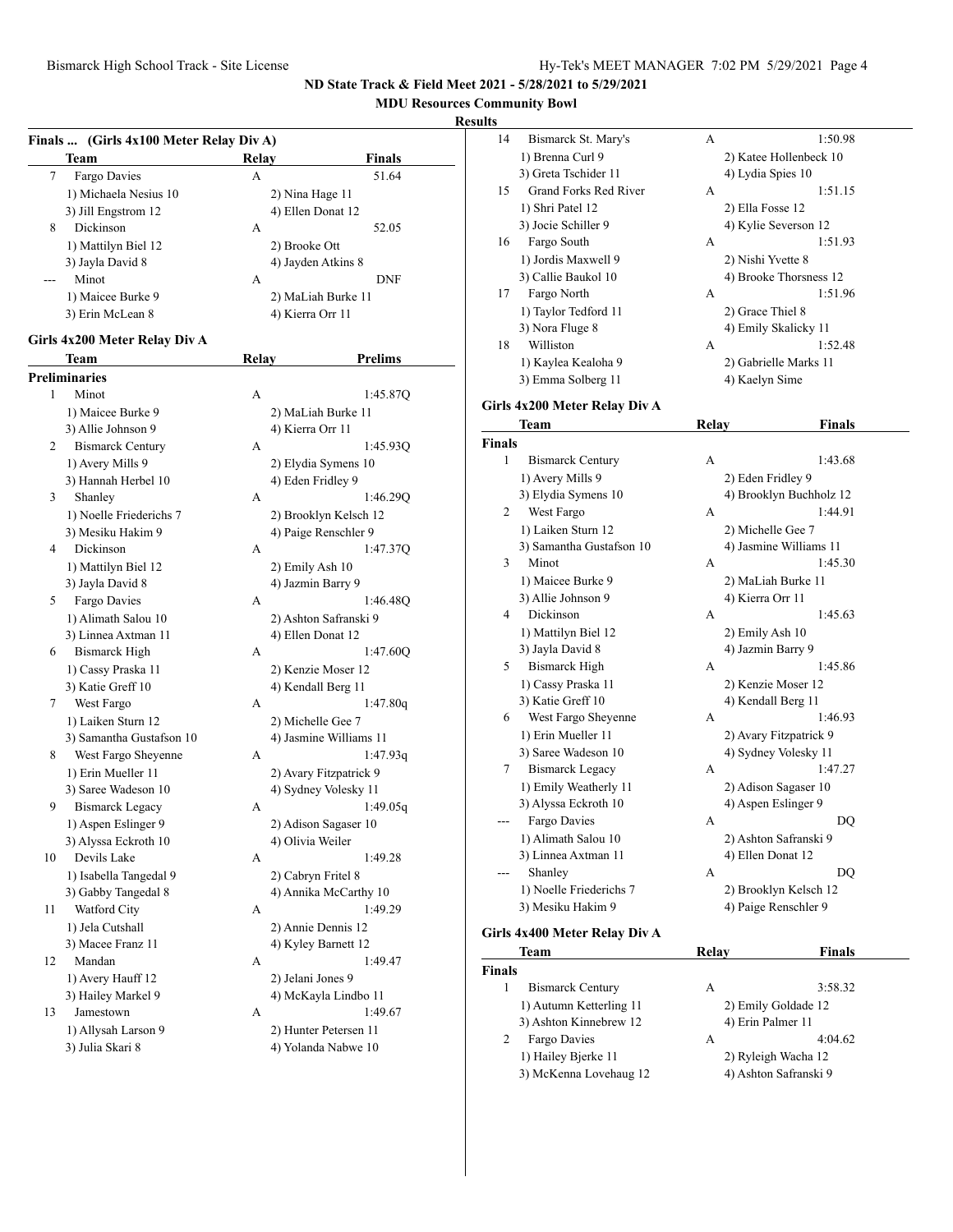## ND State Track & Field Meet 2021 - 5/28/2021 to 5/29/2021

### MDU Resources Community Bowl

**Results**

### Finals ... (Girls 4x100 Meter Relay Div A)

| | Team | Relay | Finals |
|---|---|---|---|
| 7 | Fargo Davies | A | 51.64 |
| | 1) Michaela Nesius 10 | 2) Nina Hage 11 | |
| | 3) Jill Engstrom 12 | 4) Ellen Donat 12 | |
| 8 | Dickinson | A | 52.05 |
| | 1) Mattilyn Biel 12 | 2) Brooke Ott | |
| | 3) Jayla David 8 | 4) Jayden Atkins 8 | |
| --- | Minot | A | DNF |
| | 1) Maicee Burke 9 | 2) MaLiah Burke 11 | |
| | 3) Erin McLean 8 | 4) Kierra Orr 11 | |

### Girls 4x200 Meter Relay Div A

| | Team | Relay | Prelims |
|---|---|---|---|
| **Preliminaries** | | | |
| 1 | Minot | A | 1:45.87Q |
| | 1) Maicee Burke 9 | 2) MaLiah Burke 11 | |
| | 3) Allie Johnson 9 | 4) Kierra Orr 11 | |
| 2 | Bismarck Century | A | 1:45.93Q |
| | 1) Avery Mills 9 | 2) Elydia Symens 10 | |
| | 3) Hannah Herbel 10 | 4) Eden Fridley 9 | |
| 3 | Shanley | A | 1:46.29Q |
| | 1) Noelle Friederichs 7 | 2) Brooklyn Kelsch 12 | |
| | 3) Mesiku Hakim 9 | 4) Paige Renschler 9 | |
| 4 | Dickinson | A | 1:47.37Q |
| | 1) Mattilyn Biel 12 | 2) Emily Ash 10 | |
| | 3) Jayla David 8 | 4) Jazmin Barry 9 | |
| 5 | Fargo Davies | A | 1:46.48Q |
| | 1) Alimath Salou 10 | 2) Ashton Safranski 9 | |
| | 3) Linnea Axtman 11 | 4) Ellen Donat 12 | |
| 6 | Bismarck High | A | 1:47.60Q |
| | 1) Cassy Praska 11 | 2) Kenzie Moser 12 | |
| | 3) Katie Greff 10 | 4) Kendall Berg 11 | |
| 7 | West Fargo | A | 1:47.80q |
| | 1) Laiken Sturn 12 | 2) Michelle Gee 7 | |
| | 3) Samantha Gustafson 10 | 4) Jasmine Williams 11 | |
| 8 | West Fargo Sheyenne | A | 1:47.93q |
| | 1) Erin Mueller 11 | 2) Avary Fitzpatrick 9 | |
| | 3) Saree Wadeson 10 | 4) Sydney Volesky 11 | |
| 9 | Bismarck Legacy | A | 1:49.05q |
| | 1) Aspen Eslinger 9 | 2) Adison Sagaser 10 | |
| | 3) Alyssa Eckroth 10 | 4) Olivia Weiler | |
| 10 | Devils Lake | A | 1:49.28 |
| | 1) Isabella Tangedal 9 | 2) Cabryn Fritel 8 | |
| | 3) Gabby Tangedal 8 | 4) Annika McCarthy 10 | |
| 11 | Watford City | A | 1:49.29 |
| | 1) Jela Cutshall | 2) Annie Dennis 12 | |
| | 3) Macee Franz 11 | 4) Kyley Barnett 12 | |
| 12 | Mandan | A | 1:49.47 |
| | 1) Avery Hauff 12 | 2) Jelani Jones 9 | |
| | 3) Hailey Markel 9 | 4) McKayla Lindbo 11 | |
| 13 | Jamestown | A | 1:49.67 |
| | 1) Allysah Larson 9 | 2) Hunter Petersen 11 | |
| | 3) Julia Skari 8 | 4) Yolanda Nabwe 10 | |
| 14 | Bismarck St. Mary's | A | 1:50.98 |
| | 1) Brenna Curl 9 | 2) Katee Hollenbeck 10 | |
| | 3) Greta Tschider 11 | 4) Lydia Spies 10 | |
| 15 | Grand Forks Red River | A | 1:51.15 |
| | 1) Shri Patel 12 | 2) Ella Fosse 12 | |
| | 3) Jocie Schiller 9 | 4) Kylie Severson 12 | |
| 16 | Fargo South | A | 1:51.93 |
| | 1) Jordis Maxwell 9 | 2) Nishi Yvette 8 | |
| | 3) Callie Baukol 10 | 4) Brooke Thorsness 12 | |
| 17 | Fargo North | A | 1:51.96 |
| | 1) Taylor Tedford 11 | 2) Grace Thiel 8 | |
| | 3) Nora Fluge 8 | 4) Emily Skalicky 11 | |
| 18 | Williston | A | 1:52.48 |
| | 1) Kaylea Kealoha 9 | 2) Gabrielle Marks 11 | |
| | 3) Emma Solberg 11 | 4) Kaelyn Sime | |

### Girls 4x200 Meter Relay Div A

| | Team | Relay | Finals |
|---|---|---|---|
| **Finals** | | | |
| 1 | Bismarck Century | A | 1:43.68 |
| | 1) Avery Mills 9 | 2) Eden Fridley 9 | |
| | 3) Elydia Symens 10 | 4) Brooklyn Buchholz 12 | |
| 2 | West Fargo | A | 1:44.91 |
| | 1) Laiken Sturn 12 | 2) Michelle Gee 7 | |
| | 3) Samantha Gustafson 10 | 4) Jasmine Williams 11 | |
| 3 | Minot | A | 1:45.30 |
| | 1) Maicee Burke 9 | 2) MaLiah Burke 11 | |
| | 3) Allie Johnson 9 | 4) Kierra Orr 11 | |
| 4 | Dickinson | A | 1:45.63 |
| | 1) Mattilyn Biel 12 | 2) Emily Ash 10 | |
| | 3) Jayla David 8 | 4) Jazmin Barry 9 | |
| 5 | Bismarck High | A | 1:45.86 |
| | 1) Cassy Praska 11 | 2) Kenzie Moser 12 | |
| | 3) Katie Greff 10 | 4) Kendall Berg 11 | |
| 6 | West Fargo Sheyenne | A | 1:46.93 |
| | 1) Erin Mueller 11 | 2) Avary Fitzpatrick 9 | |
| | 3) Saree Wadeson 10 | 4) Sydney Volesky 11 | |
| 7 | Bismarck Legacy | A | 1:47.27 |
| | 1) Emily Weatherly 11 | 2) Adison Sagaser 10 | |
| | 3) Alyssa Eckroth 10 | 4) Aspen Eslinger 9 | |
| --- | Fargo Davies | A | DQ |
| | 1) Alimath Salou 10 | 2) Ashton Safranski 9 | |
| | 3) Linnea Axtman 11 | 4) Ellen Donat 12 | |
| --- | Shanley | A | DQ |
| | 1) Noelle Friederichs 7 | 2) Brooklyn Kelsch 12 | |
| | 3) Mesiku Hakim 9 | 4) Paige Renschler 9 | |

### Girls 4x400 Meter Relay Div A

| | Team | Relay | Finals |
|---|---|---|---|
| **Finals** | | | |
| 1 | Bismarck Century | A | 3:58.32 |
| | 1) Autumn Ketterling 11 | 2) Emily Goldade 12 | |
| | 3) Ashton Kinnebrew 12 | 4) Erin Palmer 11 | |
| 2 | Fargo Davies | A | 4:04.62 |
| | 1) Hailey Bjerke 11 | 2) Ryleigh Wacha 12 | |
| | 3) McKenna Lovehaug 12 | 4) Ashton Safranski 9 | |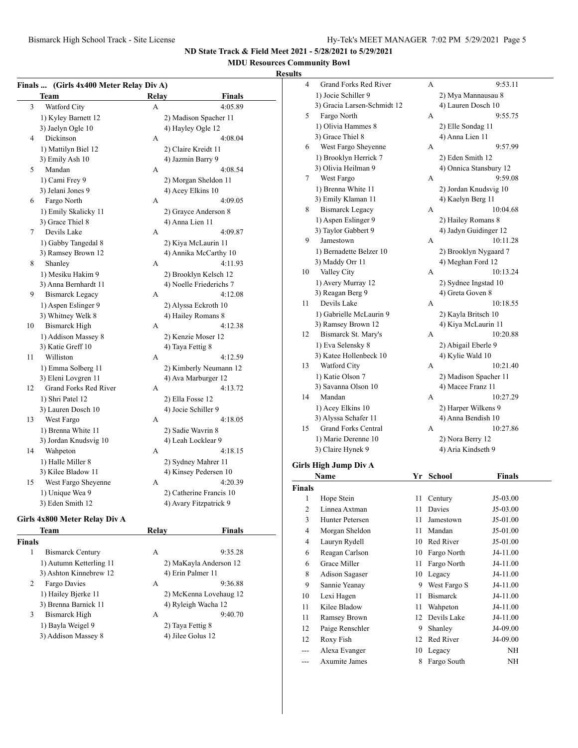## ND State Track & Field Meet 2021 - 5/28/2021 to 5/29/2021

### MDU Resources Community Bowl

#### Results

### Finals ... (Girls 4x400 Meter Relay Div A)

| | Team | Relay | Finals |
|---|---|---|---|
| 3 | Watford City | A | 4:05.89 |
| | 1) Kyley Barnett 12 | 2) Madison Spacher 11 | |
| | 3) Jaelyn Ogle 10 | 4) Hayley Ogle 12 | |
| 4 | Dickinson | A | 4:08.04 |
| | 1) Mattilyn Biel 12 | 2) Claire Kreidt 11 | |
| | 3) Emily Ash 10 | 4) Jazmin Barry 9 | |
| 5 | Mandan | A | 4:08.54 |
| | 1) Cami Frey 9 | 2) Morgan Sheldon 11 | |
| | 3) Jelani Jones 9 | 4) Acey Elkins 10 | |
| 6 | Fargo North | A | 4:09.05 |
| | 1) Emily Skalicky 11 | 2) Grayce Anderson 8 | |
| | 3) Grace Thiel 8 | 4) Anna Lien 11 | |
| 7 | Devils Lake | A | 4:09.87 |
| | 1) Gabby Tangedal 8 | 2) Kiya McLaurin 11 | |
| | 3) Ramsey Brown 12 | 4) Annika McCarthy 10 | |
| 8 | Shanley | A | 4:11.93 |
| | 1) Mesiku Hakim 9 | 2) Brooklyn Kelsch 12 | |
| | 3) Anna Bernhardt 11 | 4) Noelle Friederichs 7 | |
| 9 | Bismarck Legacy | A | 4:12.08 |
| | 1) Aspen Eslinger 9 | 2) Alyssa Eckroth 10 | |
| | 3) Whitney Welk 8 | 4) Hailey Romans 8 | |
| 10 | Bismarck High | A | 4:12.38 |
| | 1) Addison Massey 8 | 2) Kenzie Moser 12 | |
| | 3) Katie Greff 10 | 4) Taya Fettig 8 | |
| 11 | Williston | A | 4:12.59 |
| | 1) Emma Solberg 11 | 2) Kimberly Neumann 12 | |
| | 3) Eleni Lovgren 11 | 4) Ava Marburger 12 | |
| 12 | Grand Forks Red River | A | 4:13.72 |
| | 1) Shri Patel 12 | 2) Ella Fosse 12 | |
| | 3) Lauren Dosch 10 | 4) Jocie Schiller 9 | |
| 13 | West Fargo | A | 4:18.05 |
| | 1) Brenna White 11 | 2) Sadie Wavrin 8 | |
| | 3) Jordan Knudsvig 10 | 4) Leah Locklear 9 | |
| 14 | Wahpeton | A | 4:18.15 |
| | 1) Halle Miller 8 | 2) Sydney Mahrer 11 | |
| | 3) Kilee Bladow 11 | 4) Kinsey Pedersen 10 | |
| 15 | West Fargo Sheyenne | A | 4:20.39 |
| | 1) Unique Wea 9 | 2) Catherine Francis 10 | |
| | 3) Eden Smith 12 | 4) Avary Fitzpatrick 9 | |

### Girls 4x800 Meter Relay Div A

**Finals**

| | Team | Relay | Finals |
|---|---|---|---|
| 1 | Bismarck Century | A | 9:35.28 |
| | 1) Autumn Ketterling 11 | 2) MaKayla Anderson 12 | |
| | 3) Ashton Kinnebrew 12 | 4) Erin Palmer 11 | |
| 2 | Fargo Davies | A | 9:36.88 |
| | 1) Hailey Bjerke 11 | 2) McKenna Lovehaug 12 | |
| | 3) Brenna Barnick 11 | 4) Ryleigh Wacha 12 | |
| 3 | Bismarck High | A | 9:40.70 |
| | 1) Bayla Weigel 9 | 2) Taya Fettig 8 | |
| | 3) Addison Massey 8 | 4) Jilee Golus 12 | |
| 4 | Grand Forks Red River | A | 9:53.11 |
| | 1) Jocie Schiller 9 | 2) Mya Mannausau 8 | |
| | 3) Gracia Larsen-Schmidt 12 | 4) Lauren Dosch 10 | |
| 5 | Fargo North | A | 9:55.75 |
| | 1) Olivia Hammes 8 | 2) Elle Sondag 11 | |
| | 3) Grace Thiel 8 | 4) Anna Lien 11 | |
| 6 | West Fargo Sheyenne | A | 9:57.99 |
| | 1) Brooklyn Herrick 7 | 2) Eden Smith 12 | |
| | 3) Olivia Heilman 9 | 4) Onnica Stansbury 12 | |
| 7 | West Fargo | A | 9:59.08 |
| | 1) Brenna White 11 | 2) Jordan Knudsvig 10 | |
| | 3) Emily Klaman 11 | 4) Kaelyn Berg 11 | |
| 8 | Bismarck Legacy | A | 10:04.68 |
| | 1) Aspen Eslinger 9 | 2) Hailey Romans 8 | |
| | 3) Taylor Gabbert 9 | 4) Jadyn Guidinger 12 | |
| 9 | Jamestown | A | 10:11.28 |
| | 1) Bernadette Belzer 10 | 2) Brooklyn Nygaard 7 | |
| | 3) Maddy Orr 11 | 4) Meghan Ford 12 | |
| 10 | Valley City | A | 10:13.24 |
| | 1) Avery Murray 12 | 2) Sydnee Ingstad 10 | |
| | 3) Reagan Berg 9 | 4) Greta Goven 8 | |
| 11 | Devils Lake | A | 10:18.55 |
| | 1) Gabrielle McLaurin 9 | 2) Kayla Britsch 10 | |
| | 3) Ramsey Brown 12 | 4) Kiya McLaurin 11 | |
| 12 | Bismarck St. Mary's | A | 10:20.88 |
| | 1) Eva Selensky 8 | 2) Abigail Eberle 9 | |
| | 3) Katee Hollenbeck 10 | 4) Kylie Wald 10 | |
| 13 | Watford City | A | 10:21.40 |
| | 1) Katie Olson 7 | 2) Madison Spacher 11 | |
| | 3) Savanna Olson 10 | 4) Macee Franz 11 | |
| 14 | Mandan | A | 10:27.29 |
| | 1) Acey Elkins 10 | 2) Harper Wilkens 9 | |
| | 3) Alyssa Schafer 11 | 4) Anna Bendish 10 | |
| 15 | Grand Forks Central | A | 10:27.86 |
| | 1) Marie Derenne 10 | 2) Nora Berry 12 | |
| | 3) Claire Hynek 9 | 4) Aria Kindseth 9 | |

### Girls High Jump Div A

**Finals**

| | Name | Yr | School | Finals |
|---|---|---|---|---|
| 1 | Hope Stein | 11 | Century | J5-03.00 |
| 2 | Linnea Axtman | 11 | Davies | J5-03.00 |
| 3 | Hunter Petersen | 11 | Jamestown | J5-01.00 |
| 4 | Morgan Sheldon | 11 | Mandan | J5-01.00 |
| 4 | Lauryn Rydell | 10 | Red River | J5-01.00 |
| 6 | Reagan Carlson | 10 | Fargo North | J4-11.00 |
| 6 | Grace Miller | 11 | Fargo North | J4-11.00 |
| 8 | Adison Sagaser | 10 | Legacy | J4-11.00 |
| 9 | Sannie Yeanay | 9 | West Fargo S | J4-11.00 |
| 10 | Lexi Hagen | 11 | Bismarck | J4-11.00 |
| 11 | Kilee Bladow | 11 | Wahpeton | J4-11.00 |
| 11 | Ramsey Brown | 12 | Devils Lake | J4-11.00 |
| 12 | Paige Renschler | 9 | Shanley | J4-09.00 |
| 12 | Roxy Fish | 12 | Red River | J4-09.00 |
| --- | Alexa Evanger | 10 | Legacy | NH |
| --- | Axumite James | 8 | Fargo South | NH |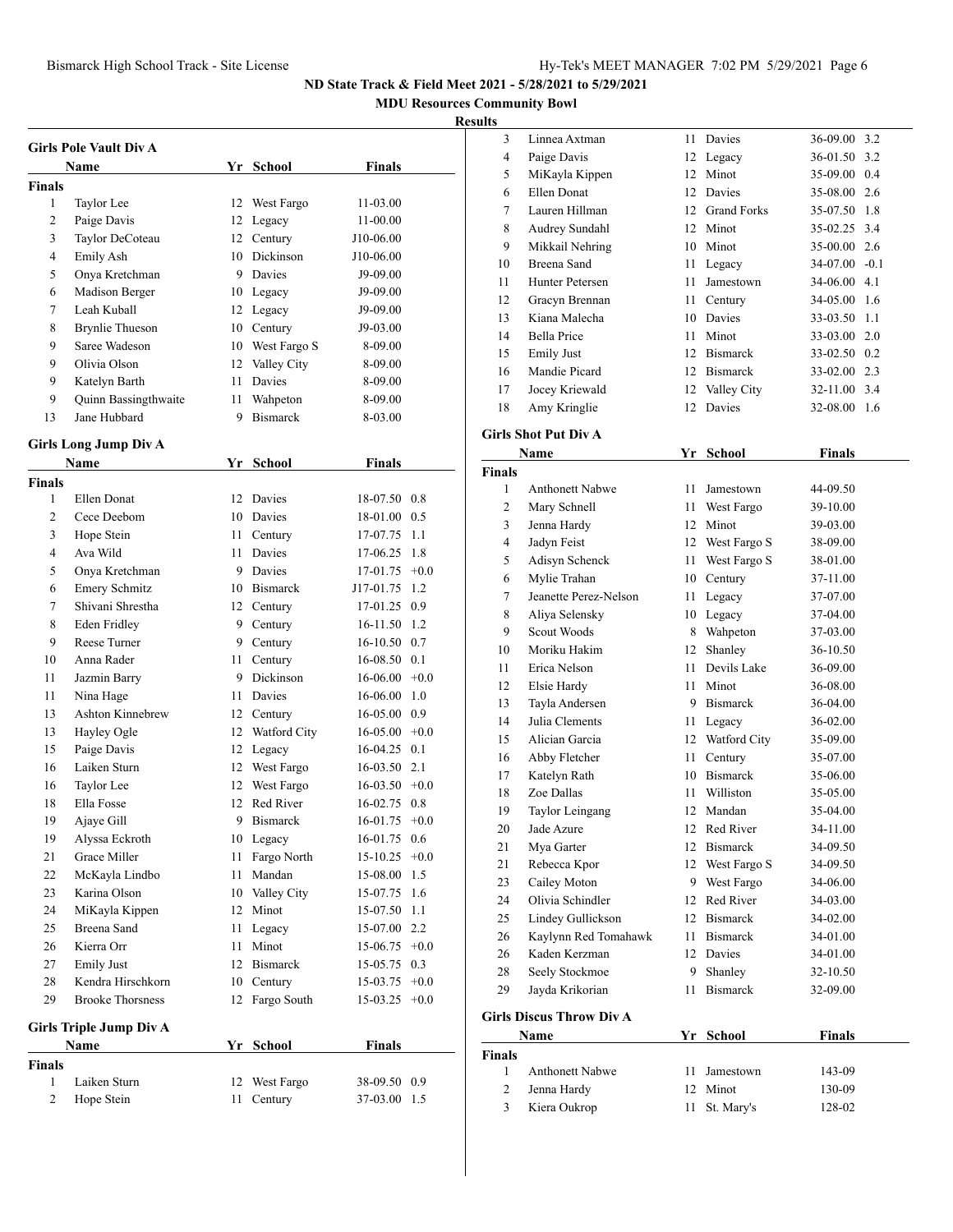## ND State Track & Field Meet 2021 - 5/28/2021 to 5/29/2021

### MDU Resources Community Bowl

### Results

#### Girls Pole Vault Div A

| | Name | Yr | School | Finals |
|---|---|---|---|---|
| **Finals** | | | | |
| 1 | Taylor Lee | 12 | West Fargo | 11-03.00 |
| 2 | Paige Davis | 12 | Legacy | 11-00.00 |
| 3 | Taylor DeCoteau | 12 | Century | J10-06.00 |
| 4 | Emily Ash | 10 | Dickinson | J10-06.00 |
| 5 | Onya Kretchman | 9 | Davies | J9-09.00 |
| 6 | Madison Berger | 10 | Legacy | J9-09.00 |
| 7 | Leah Kuball | 12 | Legacy | J9-09.00 |
| 8 | Brynlie Thueson | 10 | Century | J9-03.00 |
| 9 | Saree Wadeson | 10 | West Fargo S | 8-09.00 |
| 9 | Olivia Olson | 12 | Valley City | 8-09.00 |
| 9 | Katelyn Barth | 11 | Davies | 8-09.00 |
| 9 | Quinn Bassingthwaite | 11 | Wahpeton | 8-09.00 |
| 13 | Jane Hubbard | 9 | Bismarck | 8-03.00 |

#### Girls Long Jump Div A

| | Name | Yr | School | Finals | |
|---|---|---|---|---|---|
| **Finals** | | | | | |
| 1 | Ellen Donat | 12 | Davies | 18-07.50 | 0.8 |
| 2 | Cece Deebom | 10 | Davies | 18-01.00 | 0.5 |
| 3 | Hope Stein | 11 | Century | 17-07.75 | 1.1 |
| 4 | Ava Wild | 11 | Davies | 17-06.25 | 1.8 |
| 5 | Onya Kretchman | 9 | Davies | 17-01.75 | +0.0 |
| 6 | Emery Schmitz | 10 | Bismarck | J17-01.75 | 1.2 |
| 7 | Shivani Shrestha | 12 | Century | 17-01.25 | 0.9 |
| 8 | Eden Fridley | 9 | Century | 16-11.50 | 1.2 |
| 9 | Reese Turner | 9 | Century | 16-10.50 | 0.7 |
| 10 | Anna Rader | 11 | Century | 16-08.50 | 0.1 |
| 11 | Jazmin Barry | 9 | Dickinson | 16-06.00 | +0.0 |
| 11 | Nina Hage | 11 | Davies | 16-06.00 | 1.0 |
| 13 | Ashton Kinnebrew | 12 | Century | 16-05.00 | 0.9 |
| 13 | Hayley Ogle | 12 | Watford City | 16-05.00 | +0.0 |
| 15 | Paige Davis | 12 | Legacy | 16-04.25 | 0.1 |
| 16 | Laiken Sturn | 12 | West Fargo | 16-03.50 | 2.1 |
| 16 | Taylor Lee | 12 | West Fargo | 16-03.50 | +0.0 |
| 18 | Ella Fosse | 12 | Red River | 16-02.75 | 0.8 |
| 19 | Ajaye Gill | 9 | Bismarck | 16-01.75 | +0.0 |
| 19 | Alyssa Eckroth | 10 | Legacy | 16-01.75 | 0.6 |
| 21 | Grace Miller | 11 | Fargo North | 15-10.25 | +0.0 |
| 22 | McKayla Lindbo | 11 | Mandan | 15-08.00 | 1.5 |
| 23 | Karina Olson | 10 | Valley City | 15-07.75 | 1.6 |
| 24 | MiKayla Kippen | 12 | Minot | 15-07.50 | 1.1 |
| 25 | Breena Sand | 11 | Legacy | 15-07.00 | 2.2 |
| 26 | Kierra Orr | 11 | Minot | 15-06.75 | +0.0 |
| 27 | Emily Just | 12 | Bismarck | 15-05.75 | 0.3 |
| 28 | Kendra Hirschkorn | 10 | Century | 15-03.75 | +0.0 |
| 29 | Brooke Thorsness | 12 | Fargo South | 15-03.25 | +0.0 |

#### Girls Triple Jump Div A

| | Name | Yr | School | Finals | |
|---|---|---|---|---|---|
| **Finals** | | | | | |
| 1 | Laiken Sturn | 12 | West Fargo | 38-09.50 | 0.9 |
| 2 | Hope Stein | 11 | Century | 37-03.00 | 1.5 |
| 3 | Linnea Axtman | 11 | Davies | 36-09.00 | 3.2 |
| 4 | Paige Davis | 12 | Legacy | 36-01.50 | 3.2 |
| 5 | MiKayla Kippen | 12 | Minot | 35-09.00 | 0.4 |
| 6 | Ellen Donat | 12 | Davies | 35-08.00 | 2.6 |
| 7 | Lauren Hillman | 12 | Grand Forks | 35-07.50 | 1.8 |
| 8 | Audrey Sundahl | 12 | Minot | 35-02.25 | 3.4 |
| 9 | Mikkail Nehring | 10 | Minot | 35-00.00 | 2.6 |
| 10 | Breena Sand | 11 | Legacy | 34-07.00 | -0.1 |
| 11 | Hunter Petersen | 11 | Jamestown | 34-06.00 | 4.1 |
| 12 | Gracyn Brennan | 11 | Century | 34-05.00 | 1.6 |
| 13 | Kiana Malecha | 10 | Davies | 33-03.50 | 1.1 |
| 14 | Bella Price | 11 | Minot | 33-03.00 | 2.0 |
| 15 | Emily Just | 12 | Bismarck | 33-02.50 | 0.2 |
| 16 | Mandie Picard | 12 | Bismarck | 33-02.00 | 2.3 |
| 17 | Jocey Kriewald | 12 | Valley City | 32-11.00 | 3.4 |
| 18 | Amy Kringlie | 12 | Davies | 32-08.00 | 1.6 |

#### Girls Shot Put Div A

| | Name | Yr | School | Finals |
|---|---|---|---|---|
| **Finals** | | | | |
| 1 | Anthonett Nabwe | 11 | Jamestown | 44-09.50 |
| 2 | Mary Schnell | 11 | West Fargo | 39-10.00 |
| 3 | Jenna Hardy | 12 | Minot | 39-03.00 |
| 4 | Jadyn Feist | 12 | West Fargo S | 38-09.00 |
| 5 | Adisyn Schenck | 11 | West Fargo S | 38-01.00 |
| 6 | Mylie Trahan | 10 | Century | 37-11.00 |
| 7 | Jeanette Perez-Nelson | 11 | Legacy | 37-07.00 |
| 8 | Aliya Selensky | 10 | Legacy | 37-04.00 |
| 9 | Scout Woods | 8 | Wahpeton | 37-03.00 |
| 10 | Moriku Hakim | 12 | Shanley | 36-10.50 |
| 11 | Erica Nelson | 11 | Devils Lake | 36-09.00 |
| 12 | Elsie Hardy | 11 | Minot | 36-08.00 |
| 13 | Tayla Andersen | 9 | Bismarck | 36-04.00 |
| 14 | Julia Clements | 11 | Legacy | 36-02.00 |
| 15 | Alician Garcia | 12 | Watford City | 35-09.00 |
| 16 | Abby Fletcher | 11 | Century | 35-07.00 |
| 17 | Katelyn Rath | 10 | Bismarck | 35-06.00 |
| 18 | Zoe Dallas | 11 | Williston | 35-05.00 |
| 19 | Taylor Leingang | 12 | Mandan | 35-04.00 |
| 20 | Jade Azure | 12 | Red River | 34-11.00 |
| 21 | Mya Garter | 12 | Bismarck | 34-09.50 |
| 21 | Rebecca Kpor | 12 | West Fargo S | 34-09.50 |
| 23 | Cailey Moton | 9 | West Fargo | 34-06.00 |
| 24 | Olivia Schindler | 12 | Red River | 34-03.00 |
| 25 | Lindey Gullickson | 12 | Bismarck | 34-02.00 |
| 26 | Kaylynn Red Tomahawk | 11 | Bismarck | 34-01.00 |
| 26 | Kaden Kerzman | 12 | Davies | 34-01.00 |
| 28 | Seely Stockmoe | 9 | Shanley | 32-10.50 |
| 29 | Jayda Krikorian | 11 | Bismarck | 32-09.00 |

#### Girls Discus Throw Div A

| | Name | Yr | School | Finals |
|---|---|---|---|---|
| **Finals** | | | | |
| 1 | Anthonett Nabwe | 11 | Jamestown | 143-09 |
| 2 | Jenna Hardy | 12 | Minot | 130-09 |
| 3 | Kiera Oukrop | 11 | St. Mary's | 128-02 |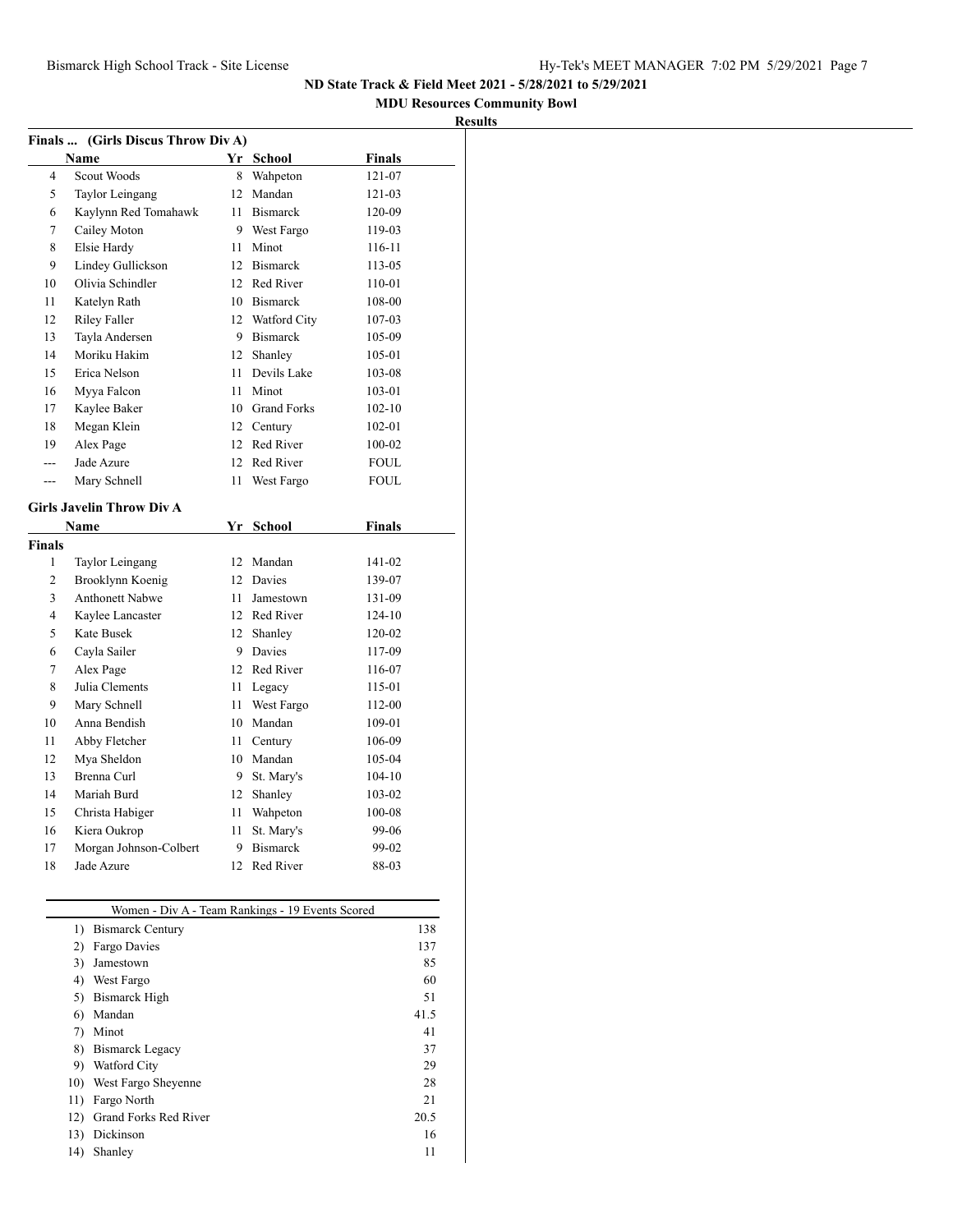ND State Track & Field Meet 2021 - 5/28/2021 to 5/29/2021

MDU Resources Community Bowl

**Results**

### Finals ... (Girls Discus Throw Div A)

| | Name | Yr | School | Finals |
|---|---|---|---|---|
| 4 | Scout Woods | 8 | Wahpeton | 121-07 |
| 5 | Taylor Leingang | 12 | Mandan | 121-03 |
| 6 | Kaylynn Red Tomahawk | 11 | Bismarck | 120-09 |
| 7 | Cailey Moton | 9 | West Fargo | 119-03 |
| 8 | Elsie Hardy | 11 | Minot | 116-11 |
| 9 | Lindey Gullickson | 12 | Bismarck | 113-05 |
| 10 | Olivia Schindler | 12 | Red River | 110-01 |
| 11 | Katelyn Rath | 10 | Bismarck | 108-00 |
| 12 | Riley Faller | 12 | Watford City | 107-03 |
| 13 | Tayla Andersen | 9 | Bismarck | 105-09 |
| 14 | Moriku Hakim | 12 | Shanley | 105-01 |
| 15 | Erica Nelson | 11 | Devils Lake | 103-08 |
| 16 | Myya Falcon | 11 | Minot | 103-01 |
| 17 | Kaylee Baker | 10 | Grand Forks | 102-10 |
| 18 | Megan Klein | 12 | Century | 102-01 |
| 19 | Alex Page | 12 | Red River | 100-02 |
| --- | Jade Azure | 12 | Red River | FOUL |
| --- | Mary Schnell | 11 | West Fargo | FOUL |

### Girls Javelin Throw Div A

**Finals**

| | Name | Yr | School | Finals |
|---|---|---|---|---|
| 1 | Taylor Leingang | 12 | Mandan | 141-02 |
| 2 | Brooklynn Koenig | 12 | Davies | 139-07 |
| 3 | Anthonett Nabwe | 11 | Jamestown | 131-09 |
| 4 | Kaylee Lancaster | 12 | Red River | 124-10 |
| 5 | Kate Busek | 12 | Shanley | 120-02 |
| 6 | Cayla Sailer | 9 | Davies | 117-09 |
| 7 | Alex Page | 12 | Red River | 116-07 |
| 8 | Julia Clements | 11 | Legacy | 115-01 |
| 9 | Mary Schnell | 11 | West Fargo | 112-00 |
| 10 | Anna Bendish | 10 | Mandan | 109-01 |
| 11 | Abby Fletcher | 11 | Century | 106-09 |
| 12 | Mya Sheldon | 10 | Mandan | 105-04 |
| 13 | Brenna Curl | 9 | St. Mary's | 104-10 |
| 14 | Mariah Burd | 12 | Shanley | 103-02 |
| 15 | Christa Habiger | 11 | Wahpeton | 100-08 |
| 16 | Kiera Oukrop | 11 | St. Mary's | 99-06 |
| 17 | Morgan Johnson-Colbert | 9 | Bismarck | 99-02 |
| 18 | Jade Azure | 12 | Red River | 88-03 |

### Women - Div A - Team Rankings - 19 Events Scored

| Rank | Team | Points |
|---|---|---|
| 1) | Bismarck Century | 138 |
| 2) | Fargo Davies | 137 |
| 3) | Jamestown | 85 |
| 4) | West Fargo | 60 |
| 5) | Bismarck High | 51 |
| 6) | Mandan | 41.5 |
| 7) | Minot | 41 |
| 8) | Bismarck Legacy | 37 |
| 9) | Watford City | 29 |
| 10) | West Fargo Sheyenne | 28 |
| 11) | Fargo North | 21 |
| 12) | Grand Forks Red River | 20.5 |
| 13) | Dickinson | 16 |
| 14) | Shanley | 11 |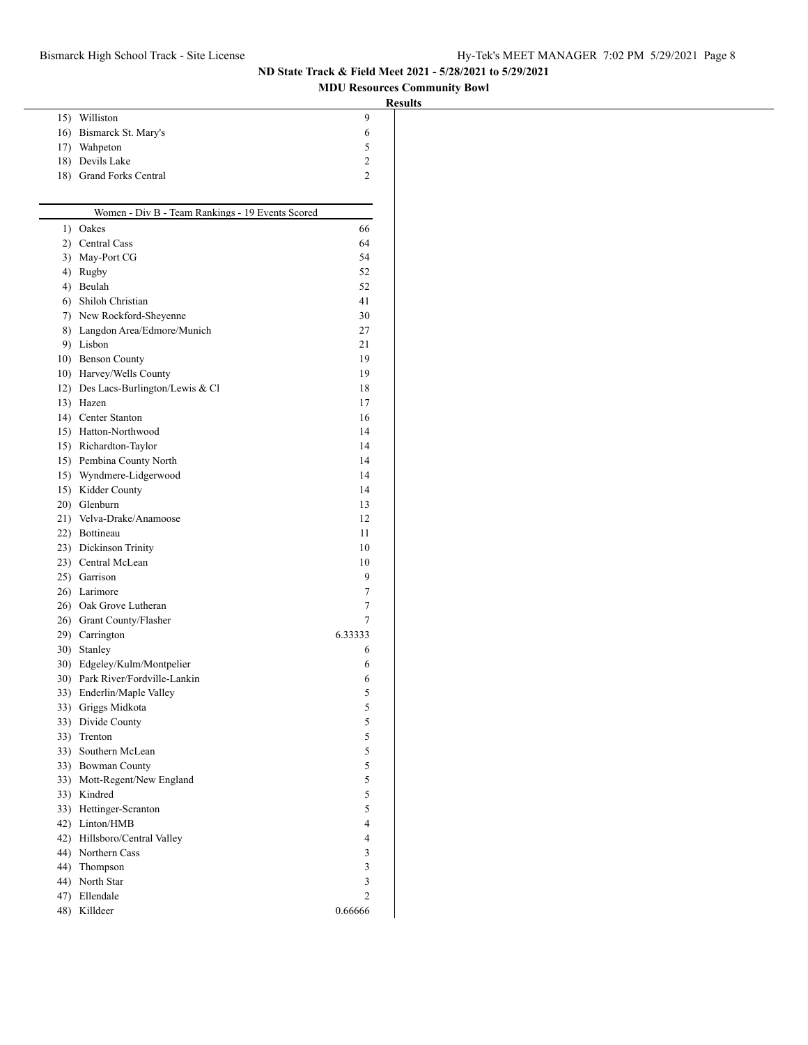## ND State Track & Field Meet 2021 - 5/28/2021 to 5/29/2021

### MDU Resources Community Bowl

**Results**

| | | |
|---|---|---|
| 15) | Williston | 9 |
| 16) | Bismarck St. Mary's | 6 |
| 17) | Wahpeton | 5 |
| 18) | Devils Lake | 2 |
| 18) | Grand Forks Central | 2 |

**Women - Div B - Team Rankings - 19 Events Scored**

| | | |
|---|---|---|
| 1) | Oakes | 66 |
| 2) | Central Cass | 64 |
| 3) | May-Port CG | 54 |
| 4) | Rugby | 52 |
| 4) | Beulah | 52 |
| 6) | Shiloh Christian | 41 |
| 7) | New Rockford-Sheyenne | 30 |
| 8) | Langdon Area/Edmore/Munich | 27 |
| 9) | Lisbon | 21 |
| 10) | Benson County | 19 |
| 10) | Harvey/Wells County | 19 |
| 12) | Des Lacs-Burlington/Lewis & Cl | 18 |
| 13) | Hazen | 17 |
| 14) | Center Stanton | 16 |
| 15) | Hatton-Northwood | 14 |
| 15) | Richardton-Taylor | 14 |
| 15) | Pembina County North | 14 |
| 15) | Wyndmere-Lidgerwood | 14 |
| 15) | Kidder County | 14 |
| 20) | Glenburn | 13 |
| 21) | Velva-Drake/Anamoose | 12 |
| 22) | Bottineau | 11 |
| 23) | Dickinson Trinity | 10 |
| 23) | Central McLean | 10 |
| 25) | Garrison | 9 |
| 26) | Larimore | 7 |
| 26) | Oak Grove Lutheran | 7 |
| 26) | Grant County/Flasher | 7 |
| 29) | Carrington | 6.33333 |
| 30) | Stanley | 6 |
| 30) | Edgeley/Kulm/Montpelier | 6 |
| 30) | Park River/Fordville-Lankin | 6 |
| 33) | Enderlin/Maple Valley | 5 |
| 33) | Griggs Midkota | 5 |
| 33) | Divide County | 5 |
| 33) | Trenton | 5 |
| 33) | Southern McLean | 5 |
| 33) | Bowman County | 5 |
| 33) | Mott-Regent/New England | 5 |
| 33) | Kindred | 5 |
| 33) | Hettinger-Scranton | 5 |
| 42) | Linton/HMB | 4 |
| 42) | Hillsboro/Central Valley | 4 |
| 44) | Northern Cass | 3 |
| 44) | Thompson | 3 |
| 44) | North Star | 3 |
| 47) | Ellendale | 2 |
| 48) | Killdeer | 0.66666 |